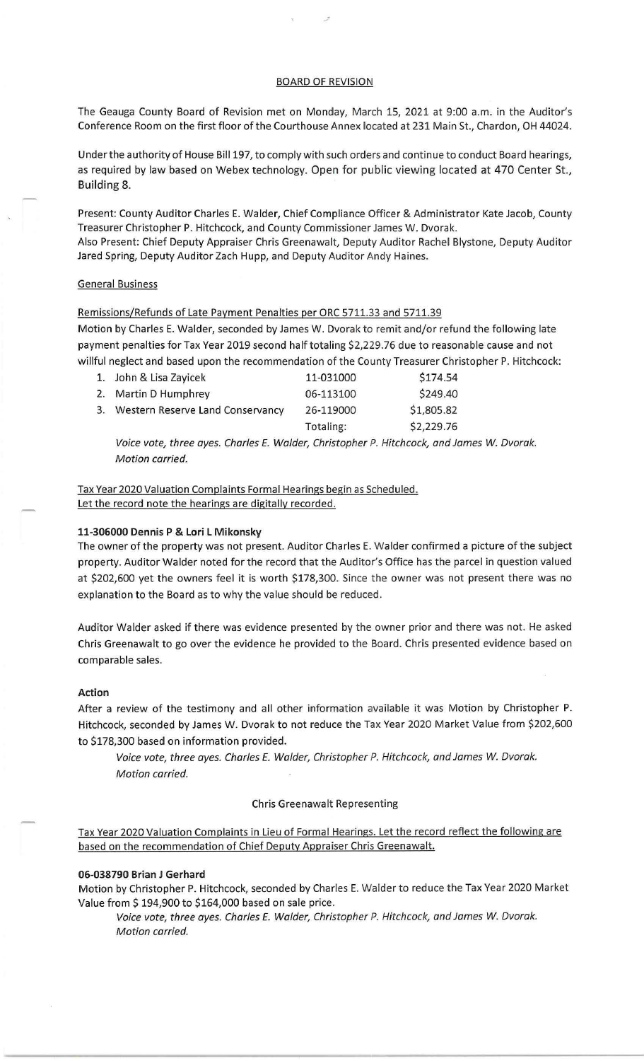# BOARD OF REVISION

The Geauga County Board of Revision met on Monday, March 15, 2021 at 9:00 a.m. in the Auditor's Conference Room on the first floor of the Courthouse Annex located at 231 Main St., Chardon, OH 44024.

Under the authority of House Bill 197, to comply with such orders and continue to conduct Board hearings, as required by law based on Webex technology. Open for public viewing located at 470 Center St., Building 8.

Present: County Auditor Charles E. Walder, Chief Compliance Officer & Administrator Kate Jacob, County Treasurer Christopher P. Hitchcock, and County Commissioner James W. Dvorak.
Also Present: Chief Deputy Appraiser Chris Greenawalt, Deputy Auditor Rachel Blystone, Deputy Auditor Jared Spring, Deputy Auditor Zach Hupp, and Deputy Auditor Andy Haines.

## General Business

Remissions/Refunds of Late Payment Penalties per ORC 5711.33 and 5711.39

Motion by Charles E. Walder, seconded by James W. Dvorak to remit and/or refund the following late payment penalties for Tax Year 2019 second half totaling $2,229.76 due to reasonable cause and not willful neglect and based upon the recommendation of the County Treasurer Christopher P. Hitchcock:

| | | |
|---|---|---|
| 1. John & Lisa Zayicek | 11-031000 | $174.54 |
| 2. Martin D Humphrey | 06-113100 | $249.40 |
| 3. Western Reserve Land Conservancy | 26-119000 | $1,805.82 |
| | Totaling: | $2,229.76 |

*Voice vote, three ayes. Charles E. Walder, Christopher P. Hitchcock, and James W. Dvorak. Motion carried.*

Tax Year 2020 Valuation Complaints Formal Hearings begin as Scheduled.
Let the record note the hearings are digitally recorded.

**11-306000 Dennis P & Lori L Mikonsky**

The owner of the property was not present. Auditor Charles E. Walder confirmed a picture of the subject property. Auditor Walder noted for the record that the Auditor's Office has the parcel in question valued at $202,600 yet the owners feel it is worth $178,300. Since the owner was not present there was no explanation to the Board as to why the value should be reduced.

Auditor Walder asked if there was evidence presented by the owner prior and there was not. He asked Chris Greenawalt to go over the evidence he provided to the Board. Chris presented evidence based on comparable sales.

**Action**

After a review of the testimony and all other information available it was Motion by Christopher P. Hitchcock, seconded by James W. Dvorak to not reduce the Tax Year 2020 Market Value from $202,600 to $178,300 based on information provided.

*Voice vote, three ayes. Charles E. Walder, Christopher P. Hitchcock, and James W. Dvorak. Motion carried.*

Chris Greenawalt Representing

Tax Year 2020 Valuation Complaints in Lieu of Formal Hearings. Let the record reflect the following are based on the recommendation of Chief Deputy Appraiser Chris Greenawalt.

**06-038790 Brian J Gerhard**

Motion by Christopher P. Hitchcock, seconded by Charles E. Walder to reduce the Tax Year 2020 Market Value from $ 194,900 to $164,000 based on sale price.

*Voice vote, three ayes. Charles E. Walder, Christopher P. Hitchcock, and James W. Dvorak. Motion carried.*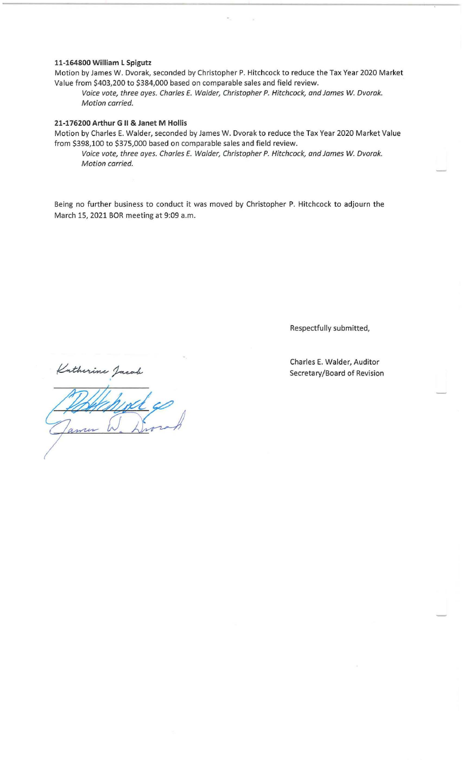**11-164800 William L Spigutz**

Motion by James W. Dvorak, seconded by Christopher P. Hitchcock to reduce the Tax Year 2020 Market Value from $403,200 to $384,000 based on comparable sales and field review.

> *Voice vote, three ayes. Charles E. Walder, Christopher P. Hitchcock, and James W. Dvorak. Motion carried.*

**21-176200 Arthur G II & Janet M Hollis**

Motion by Charles E. Walder, seconded by James W. Dvorak to reduce the Tax Year 2020 Market Value from $398,100 to $375,000 based on comparable sales and field review.

> *Voice vote, three ayes. Charles E. Walder, Christopher P. Hitchcock, and James W. Dvorak. Motion carried.*

Being no further business to conduct it was moved by Christopher P. Hitchcock to adjourn the March 15, 2021 BOR meeting at 9:09 a.m.

Respectfully submitted,

Charles E. Walder, Auditor
Secretary/Board of Revision

Katherine Jacob

James W. Dvorak